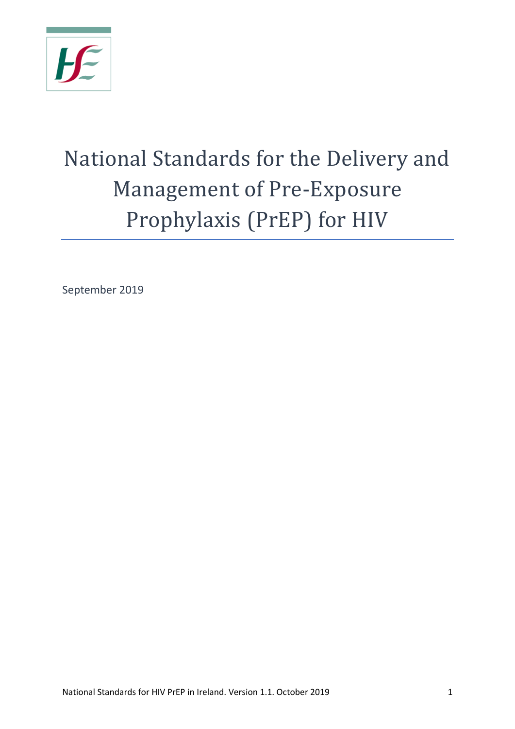# National Standards for the Delivery and Management of Pre-Exposure Prophylaxis (PrEP) for HIV

September 2019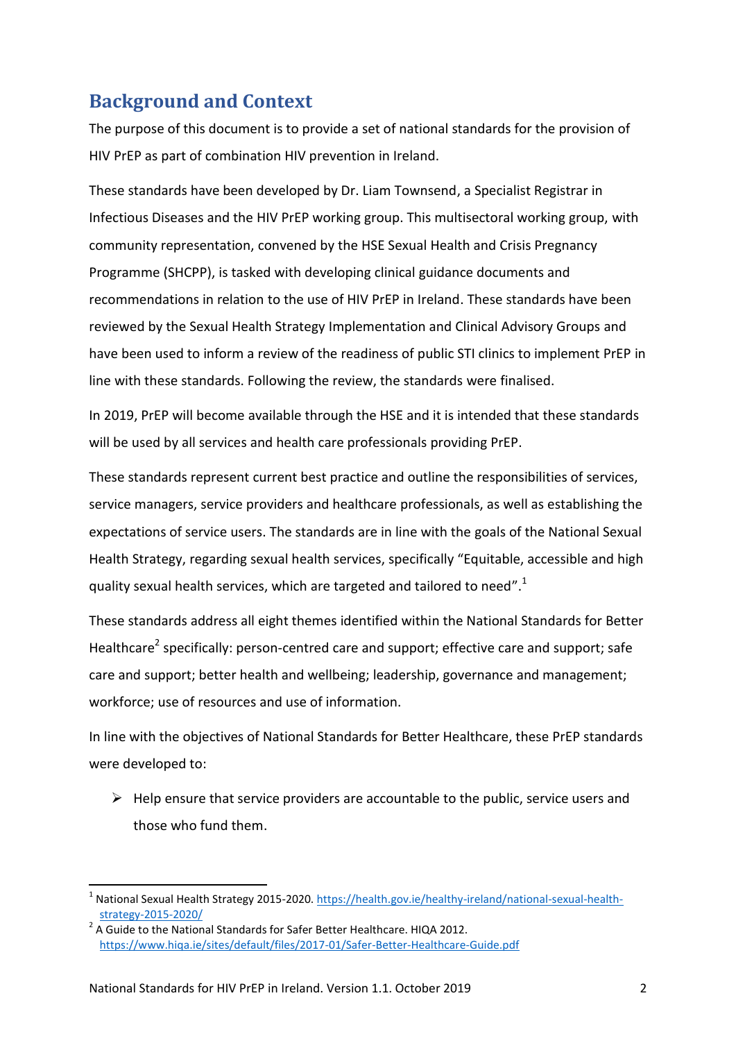## Background and Context

The purpose of this document is to provide a set of national standards for the provision of HIV PrEP as part of combination HIV prevention in Ireland.

These standards have been developed by Dr. Liam Townsend, a Specialist Registrar in Infectious Diseases and the HIV PrEP working group. This multisectoral working group, with community representation, convened by the HSE Sexual Health and Crisis Pregnancy Programme (SHCPP), is tasked with developing clinical guidance documents and recommendations in relation to the use of HIV PrEP in Ireland. These standards have been reviewed by the Sexual Health Strategy Implementation and Clinical Advisory Groups and have been used to inform a review of the readiness of public STI clinics to implement PrEP in line with these standards. Following the review, the standards were finalised.

In 2019, PrEP will become available through the HSE and it is intended that these standards will be used by all services and health care professionals providing PrEP.

These standards represent current best practice and outline the responsibilities of services, service managers, service providers and healthcare professionals, as well as establishing the expectations of service users. The standards are in line with the goals of the National Sexual Health Strategy, regarding sexual health services, specifically "Equitable, accessible and high quality sexual health services, which are targeted and tailored to need".[1]

These standards address all eight themes identified within the National Standards for Better Healthcare[2] specifically: person-centred care and support; effective care and support; safe care and support; better health and wellbeing; leadership, governance and management; workforce; use of resources and use of information.

In line with the objectives of National Standards for Better Healthcare, these PrEP standards were developed to:

- Help ensure that service providers are accountable to the public, service users and those who fund them.

---

[1] National Sexual Health Strategy 2015-2020. https://health.gov.ie/healthy-ireland/national-sexual-health-strategy-2015-2020/

[2] A Guide to the National Standards for Safer Better Healthcare. HIQA 2012. https://www.hiqa.ie/sites/default/files/2017-01/Safer-Better-Healthcare-Guide.pdf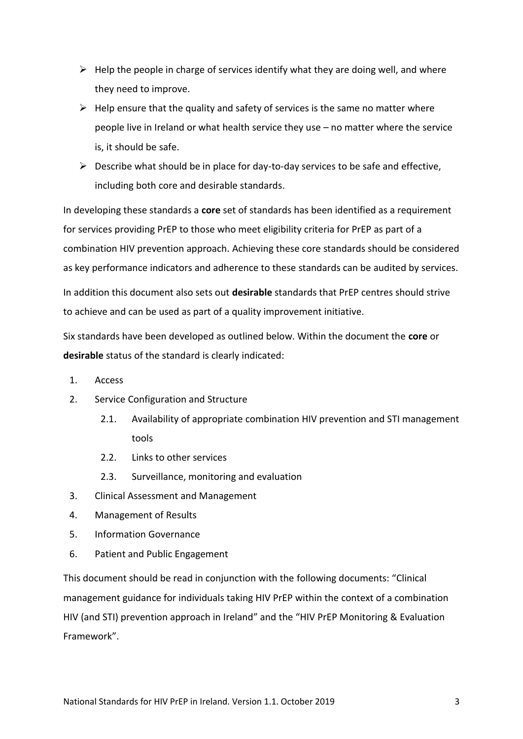- Help the people in charge of services identify what they are doing well, and where they need to improve.
- Help ensure that the quality and safety of services is the same no matter where people live in Ireland or what health service they use – no matter where the service is, it should be safe.
- Describe what should be in place for day-to-day services to be safe and effective, including both core and desirable standards.

In developing these standards a **core** set of standards has been identified as a requirement for services providing PrEP to those who meet eligibility criteria for PrEP as part of a combination HIV prevention approach. Achieving these core standards should be considered as key performance indicators and adherence to these standards can be audited by services.

In addition this document also sets out **desirable** standards that PrEP centres should strive to achieve and can be used as part of a quality improvement initiative.

Six standards have been developed as outlined below. Within the document the **core** or **desirable** status of the standard is clearly indicated:

1. Access
2. Service Configuration and Structure
   - 2.1. Availability of appropriate combination HIV prevention and STI management tools
   - 2.2. Links to other services
   - 2.3. Surveillance, monitoring and evaluation
3. Clinical Assessment and Management
4. Management of Results
5. Information Governance
6. Patient and Public Engagement

This document should be read in conjunction with the following documents: "Clinical management guidance for individuals taking HIV PrEP within the context of a combination HIV (and STI) prevention approach in Ireland" and the "HIV PrEP Monitoring & Evaluation Framework".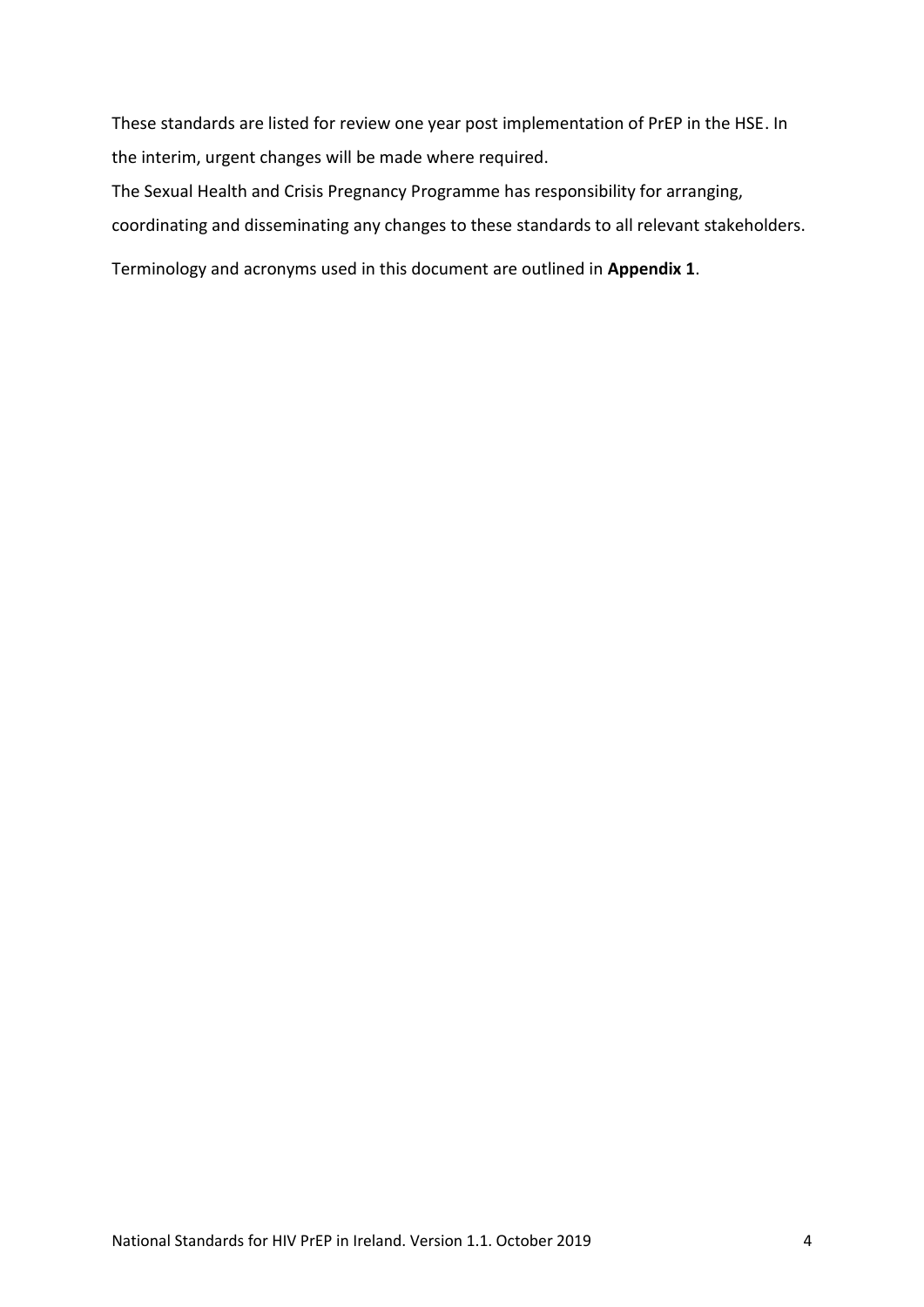These standards are listed for review one year post implementation of PrEP in the HSE. In the interim, urgent changes will be made where required.

The Sexual Health and Crisis Pregnancy Programme has responsibility for arranging, coordinating and disseminating any changes to these standards to all relevant stakeholders.

Terminology and acronyms used in this document are outlined in **Appendix 1**.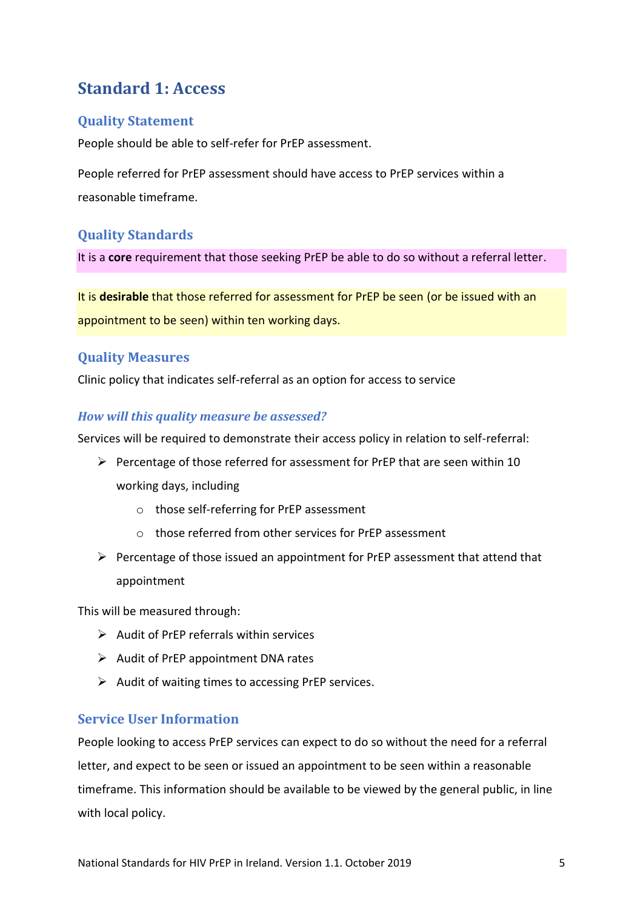## Standard 1: Access

### Quality Statement

People should be able to self-refer for PrEP assessment.

People referred for PrEP assessment should have access to PrEP services within a reasonable timeframe.

### Quality Standards

It is a **core** requirement that those seeking PrEP be able to do so without a referral letter.

It is **desirable** that those referred for assessment for PrEP be seen (or be issued with an appointment to be seen) within ten working days.

### Quality Measures

Clinic policy that indicates self-referral as an option for access to service

#### *How will this quality measure be assessed?*

Services will be required to demonstrate their access policy in relation to self-referral:

- Percentage of those referred for assessment for PrEP that are seen within 10 working days, including
    - those self-referring for PrEP assessment
    - those referred from other services for PrEP assessment
- Percentage of those issued an appointment for PrEP assessment that attend that appointment

This will be measured through:

- Audit of PrEP referrals within services
- Audit of PrEP appointment DNA rates
- Audit of waiting times to accessing PrEP services.

### Service User Information

People looking to access PrEP services can expect to do so without the need for a referral letter, and expect to be seen or issued an appointment to be seen within a reasonable timeframe. This information should be available to be viewed by the general public, in line with local policy.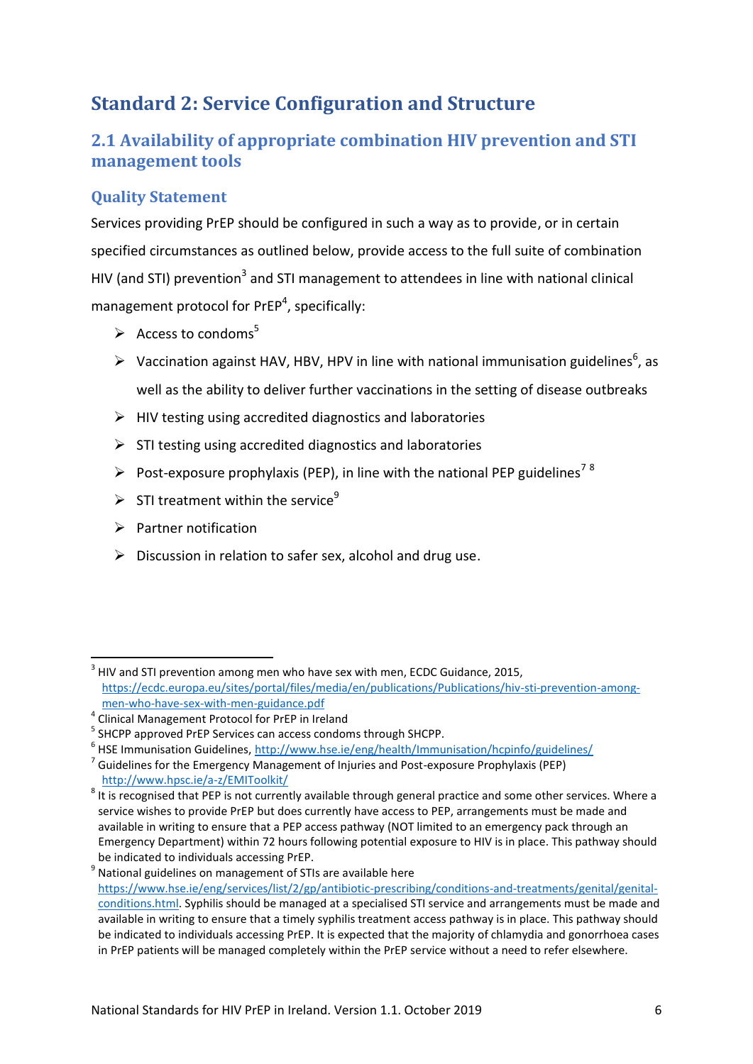# Standard 2: Service Configuration and Structure

## 2.1 Availability of appropriate combination HIV prevention and STI management tools

### Quality Statement

Services providing PrEP should be configured in such a way as to provide, or in certain specified circumstances as outlined below, provide access to the full suite of combination HIV (and STI) prevention[3] and STI management to attendees in line with national clinical management protocol for PrEP[4], specifically:

- Access to condoms[5]
- Vaccination against HAV, HBV, HPV in line with national immunisation guidelines[6], as well as the ability to deliver further vaccinations in the setting of disease outbreaks
- HIV testing using accredited diagnostics and laboratories
- STI testing using accredited diagnostics and laboratories
- Post-exposure prophylaxis (PEP), in line with the national PEP guidelines[7] [8]
- STI treatment within the service[9]
- Partner notification
- Discussion in relation to safer sex, alcohol and drug use.

---

[3] HIV and STI prevention among men who have sex with men, ECDC Guidance, 2015, https://ecdc.europa.eu/sites/portal/files/media/en/publications/Publications/hiv-sti-prevention-among-men-who-have-sex-with-men-guidance.pdf

[4] Clinical Management Protocol for PrEP in Ireland

[5] SHCPP approved PrEP Services can access condoms through SHCPP.

[6] HSE Immunisation Guidelines, http://www.hse.ie/eng/health/Immunisation/hcpinfo/guidelines/

[7] Guidelines for the Emergency Management of Injuries and Post-exposure Prophylaxis (PEP) http://www.hpsc.ie/a-z/EMIToolkit/

[8] It is recognised that PEP is not currently available through general practice and some other services. Where a service wishes to provide PrEP but does currently have access to PEP, arrangements must be made and available in writing to ensure that a PEP access pathway (NOT limited to an emergency pack through an Emergency Department) within 72 hours following potential exposure to HIV is in place. This pathway should be indicated to individuals accessing PrEP.

[9] National guidelines on management of STIs are available here https://www.hse.ie/eng/services/list/2/gp/antibiotic-prescribing/conditions-and-treatments/genital/genital-conditions.html. Syphilis should be managed at a specialised STI service and arrangements must be made and available in writing to ensure that a timely syphilis treatment access pathway is in place. This pathway should be indicated to individuals accessing PrEP. It is expected that the majority of chlamydia and gonorrhoea cases in PrEP patients will be managed completely within the PrEP service without a need to refer elsewhere.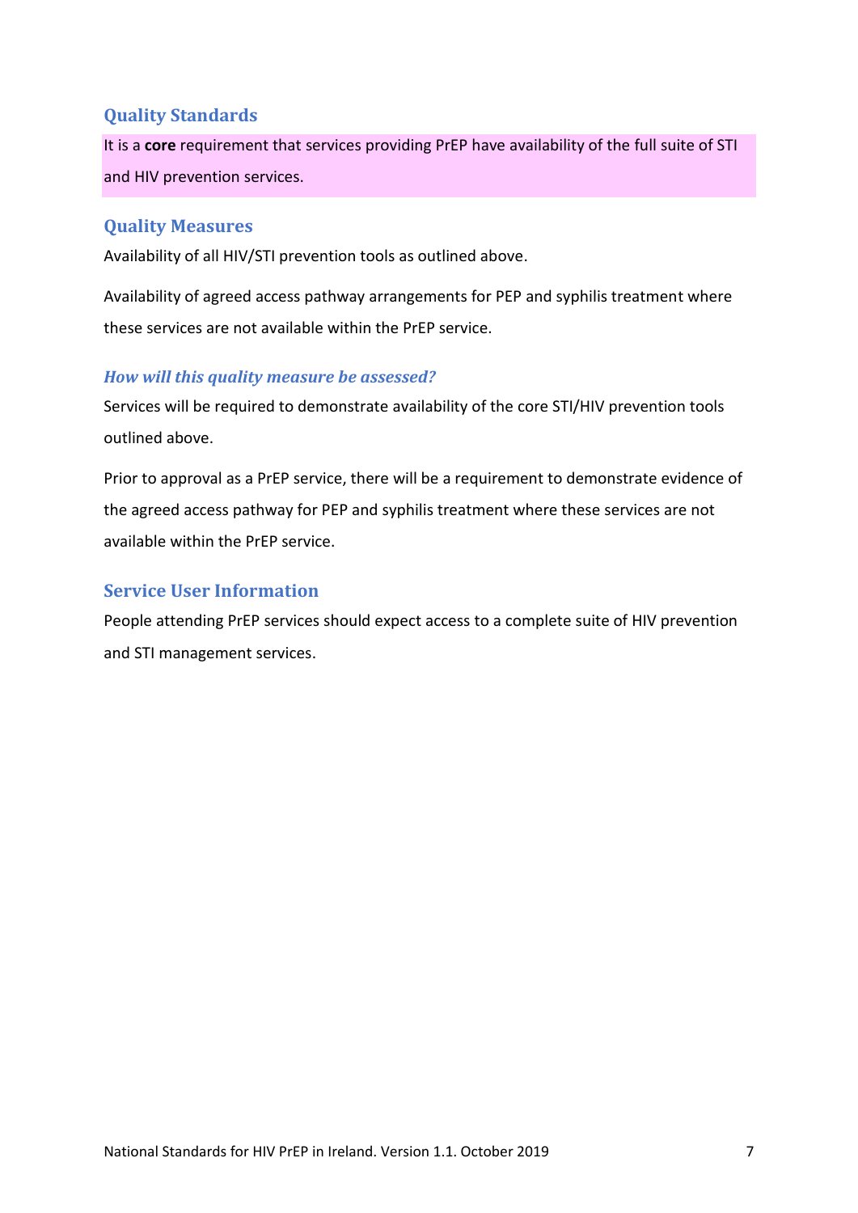### Quality Standards

It is a **core** requirement that services providing PrEP have availability of the full suite of STI and HIV prevention services.

### Quality Measures

Availability of all HIV/STI prevention tools as outlined above.

Availability of agreed access pathway arrangements for PEP and syphilis treatment where these services are not available within the PrEP service.

#### *How will this quality measure be assessed?*

Services will be required to demonstrate availability of the core STI/HIV prevention tools outlined above.

Prior to approval as a PrEP service, there will be a requirement to demonstrate evidence of the agreed access pathway for PEP and syphilis treatment where these services are not available within the PrEP service.

### Service User Information

People attending PrEP services should expect access to a complete suite of HIV prevention and STI management services.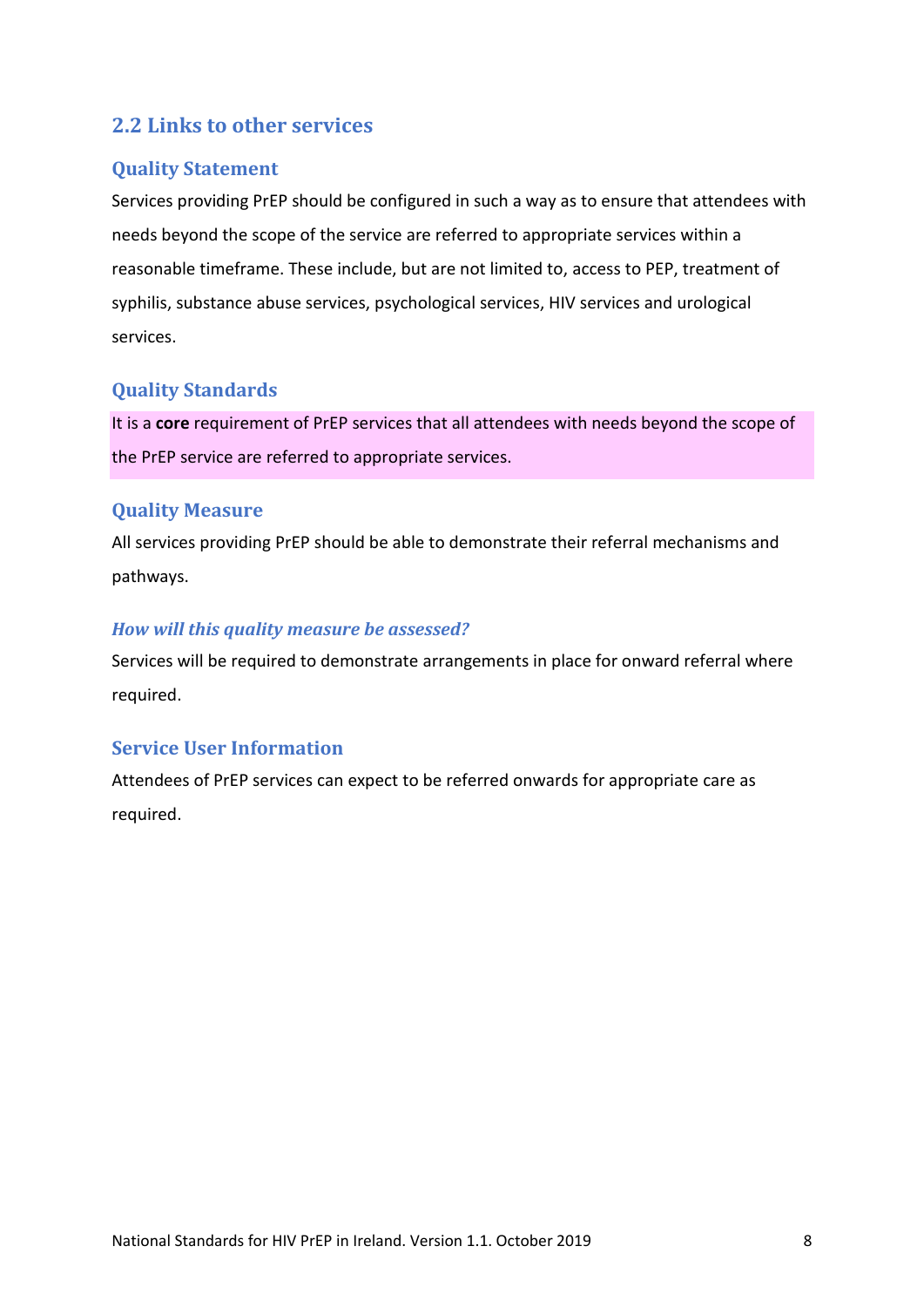## 2.2 Links to other services

### Quality Statement

Services providing PrEP should be configured in such a way as to ensure that attendees with needs beyond the scope of the service are referred to appropriate services within a reasonable timeframe. These include, but are not limited to, access to PEP, treatment of syphilis, substance abuse services, psychological services, HIV services and urological services.

### Quality Standards

It is a **core** requirement of PrEP services that all attendees with needs beyond the scope of the PrEP service are referred to appropriate services.

### Quality Measure

All services providing PrEP should be able to demonstrate their referral mechanisms and pathways.

#### *How will this quality measure be assessed?*

Services will be required to demonstrate arrangements in place for onward referral where required.

### Service User Information

Attendees of PrEP services can expect to be referred onwards for appropriate care as required.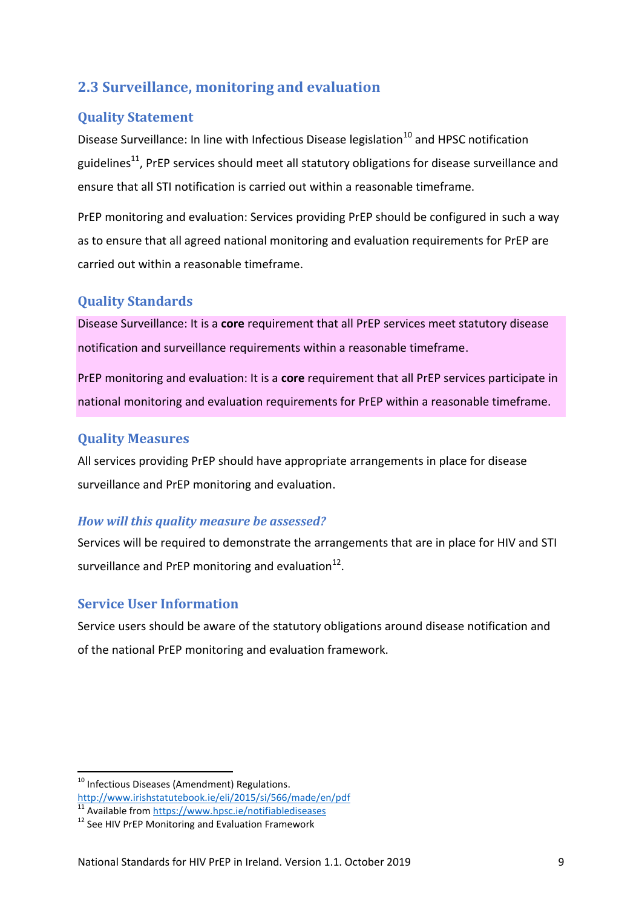## 2.3 Surveillance, monitoring and evaluation

### Quality Statement

Disease Surveillance: In line with Infectious Disease legislation[10] and HPSC notification guidelines[11], PrEP services should meet all statutory obligations for disease surveillance and ensure that all STI notification is carried out within a reasonable timeframe.

PrEP monitoring and evaluation: Services providing PrEP should be configured in such a way as to ensure that all agreed national monitoring and evaluation requirements for PrEP are carried out within a reasonable timeframe.

### Quality Standards

Disease Surveillance: It is a **core** requirement that all PrEP services meet statutory disease notification and surveillance requirements within a reasonable timeframe.

PrEP monitoring and evaluation: It is a **core** requirement that all PrEP services participate in national monitoring and evaluation requirements for PrEP within a reasonable timeframe.

### Quality Measures

All services providing PrEP should have appropriate arrangements in place for disease surveillance and PrEP monitoring and evaluation.

#### *How will this quality measure be assessed?*

Services will be required to demonstrate the arrangements that are in place for HIV and STI surveillance and PrEP monitoring and evaluation[12].

### Service User Information

Service users should be aware of the statutory obligations around disease notification and of the national PrEP monitoring and evaluation framework.

---

[10] Infectious Diseases (Amendment) Regulations. http://www.irishstatutebook.ie/eli/2015/si/566/made/en/pdf

[11] Available from https://www.hpsc.ie/notifiablediseases

[12] See HIV PrEP Monitoring and Evaluation Framework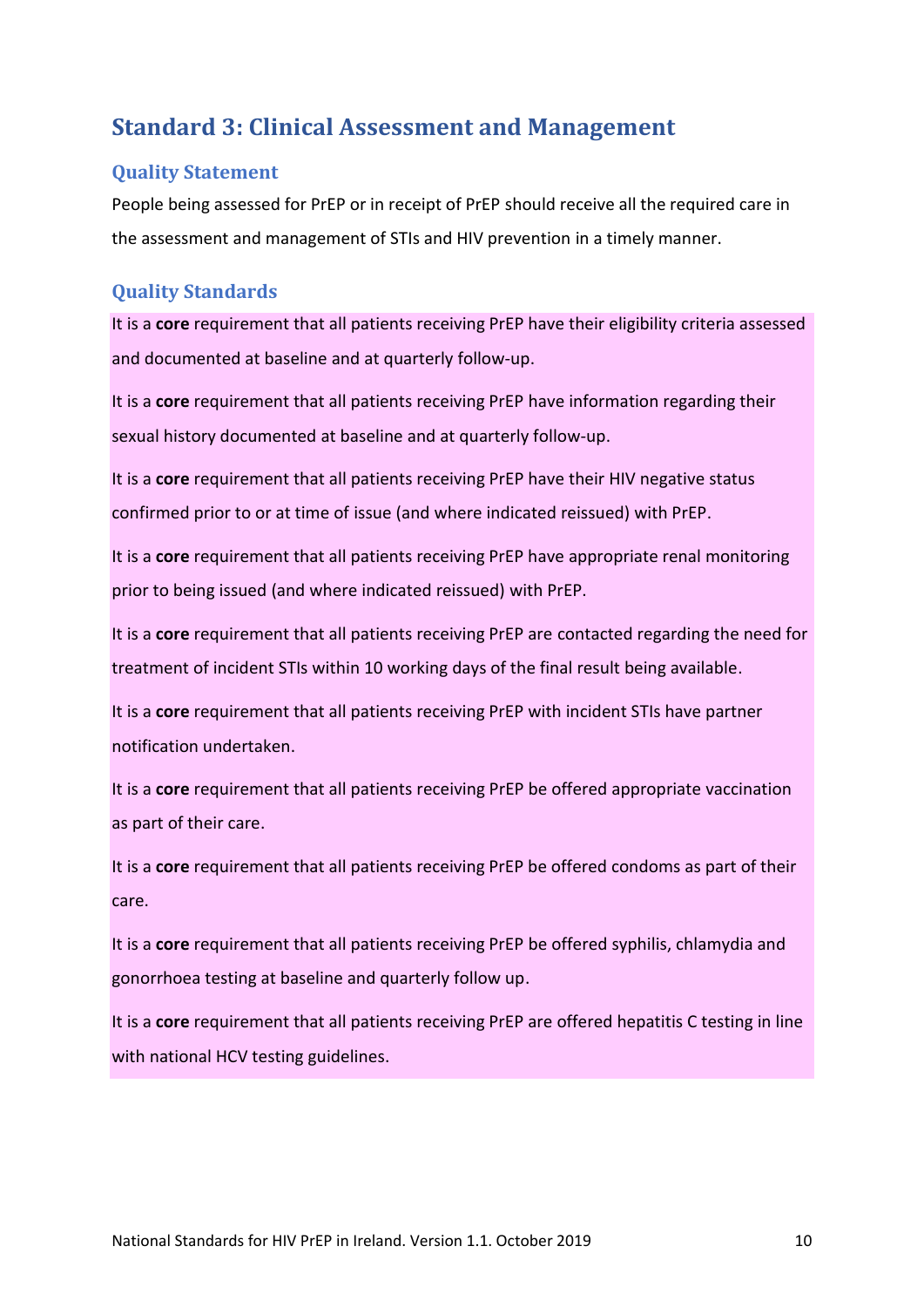## Standard 3: Clinical Assessment and Management

### Quality Statement

People being assessed for PrEP or in receipt of PrEP should receive all the required care in the assessment and management of STIs and HIV prevention in a timely manner.

### Quality Standards

It is a **core** requirement that all patients receiving PrEP have their eligibility criteria assessed and documented at baseline and at quarterly follow-up.

It is a **core** requirement that all patients receiving PrEP have information regarding their sexual history documented at baseline and at quarterly follow-up.

It is a **core** requirement that all patients receiving PrEP have their HIV negative status confirmed prior to or at time of issue (and where indicated reissued) with PrEP.

It is a **core** requirement that all patients receiving PrEP have appropriate renal monitoring prior to being issued (and where indicated reissued) with PrEP.

It is a **core** requirement that all patients receiving PrEP are contacted regarding the need for treatment of incident STIs within 10 working days of the final result being available.

It is a **core** requirement that all patients receiving PrEP with incident STIs have partner notification undertaken.

It is a **core** requirement that all patients receiving PrEP be offered appropriate vaccination as part of their care.

It is a **core** requirement that all patients receiving PrEP be offered condoms as part of their care.

It is a **core** requirement that all patients receiving PrEP be offered syphilis, chlamydia and gonorrhoea testing at baseline and quarterly follow up.

It is a **core** requirement that all patients receiving PrEP are offered hepatitis C testing in line with national HCV testing guidelines.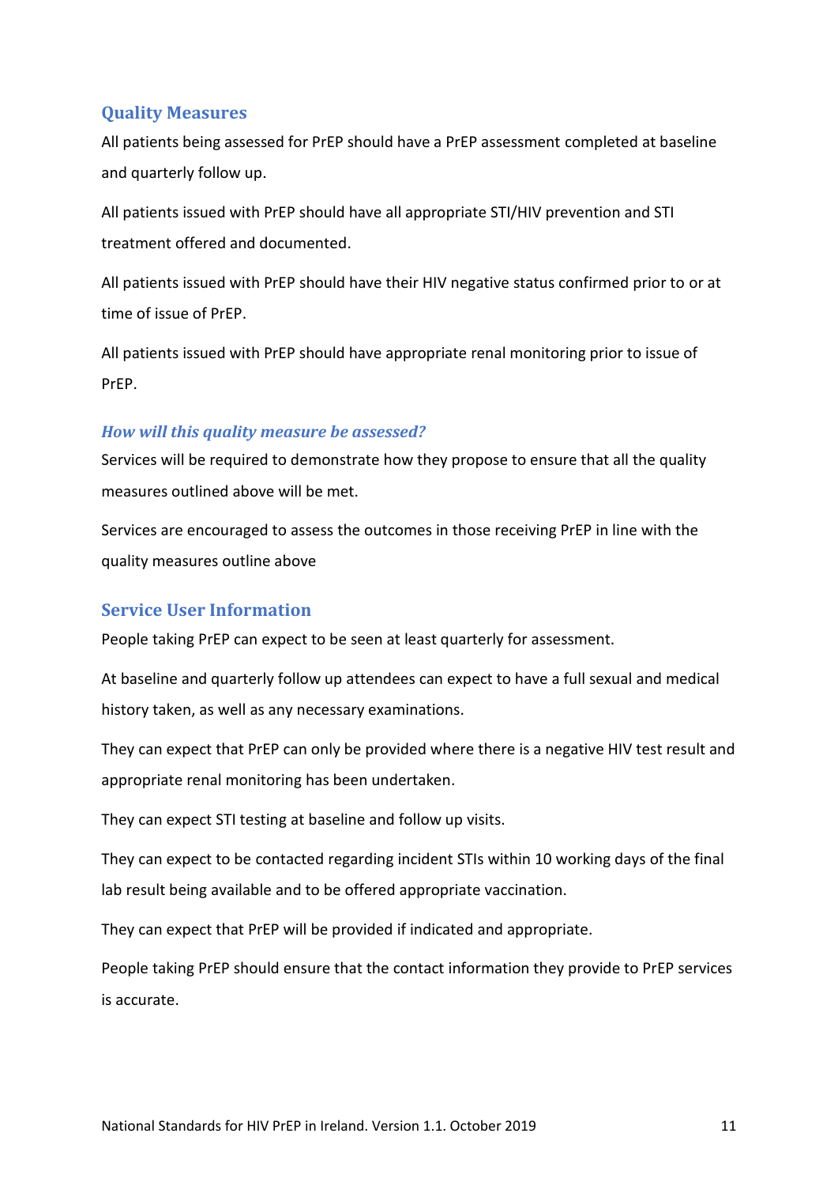## Quality Measures

All patients being assessed for PrEP should have a PrEP assessment completed at baseline and quarterly follow up.

All patients issued with PrEP should have all appropriate STI/HIV prevention and STI treatment offered and documented.

All patients issued with PrEP should have their HIV negative status confirmed prior to or at time of issue of PrEP.

All patients issued with PrEP should have appropriate renal monitoring prior to issue of PrEP.

### *How will this quality measure be assessed?*

Services will be required to demonstrate how they propose to ensure that all the quality measures outlined above will be met.

Services are encouraged to assess the outcomes in those receiving PrEP in line with the quality measures outline above

## Service User Information

People taking PrEP can expect to be seen at least quarterly for assessment.

At baseline and quarterly follow up attendees can expect to have a full sexual and medical history taken, as well as any necessary examinations.

They can expect that PrEP can only be provided where there is a negative HIV test result and appropriate renal monitoring has been undertaken.

They can expect STI testing at baseline and follow up visits.

They can expect to be contacted regarding incident STIs within 10 working days of the final lab result being available and to be offered appropriate vaccination.

They can expect that PrEP will be provided if indicated and appropriate.

People taking PrEP should ensure that the contact information they provide to PrEP services is accurate.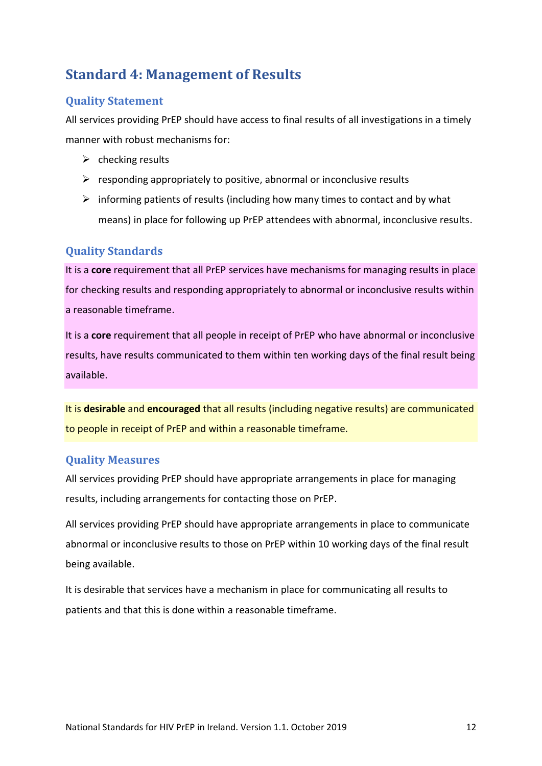## Standard 4: Management of Results

### Quality Statement

All services providing PrEP should have access to final results of all investigations in a timely manner with robust mechanisms for:

- checking results
- responding appropriately to positive, abnormal or inconclusive results
- informing patients of results (including how many times to contact and by what means) in place for following up PrEP attendees with abnormal, inconclusive results.

### Quality Standards

It is a **core** requirement that all PrEP services have mechanisms for managing results in place for checking results and responding appropriately to abnormal or inconclusive results within a reasonable timeframe.

It is a **core** requirement that all people in receipt of PrEP who have abnormal or inconclusive results, have results communicated to them within ten working days of the final result being available.

It is **desirable** and **encouraged** that all results (including negative results) are communicated to people in receipt of PrEP and within a reasonable timeframe.

### Quality Measures

All services providing PrEP should have appropriate arrangements in place for managing results, including arrangements for contacting those on PrEP.

All services providing PrEP should have appropriate arrangements in place to communicate abnormal or inconclusive results to those on PrEP within 10 working days of the final result being available.

It is desirable that services have a mechanism in place for communicating all results to patients and that this is done within a reasonable timeframe.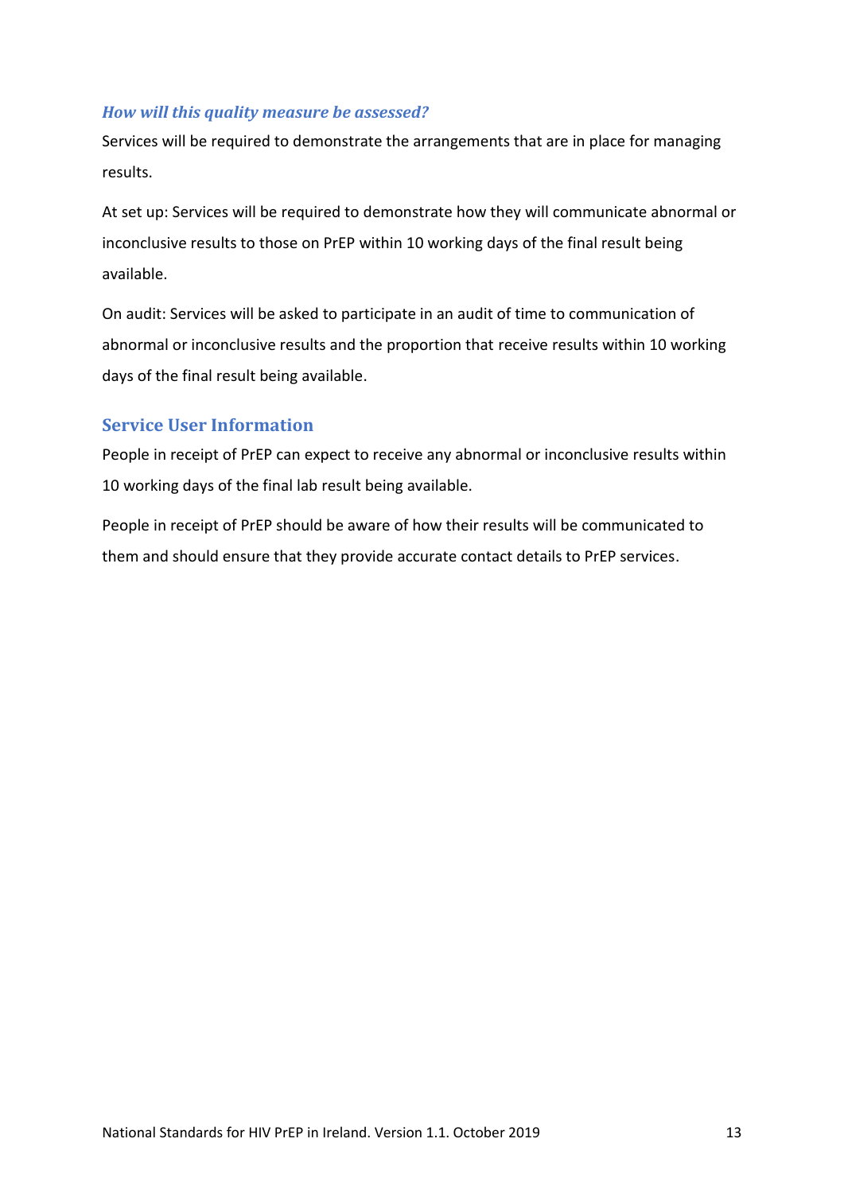### *How will this quality measure be assessed?*

Services will be required to demonstrate the arrangements that are in place for managing results.

At set up: Services will be required to demonstrate how they will communicate abnormal or inconclusive results to those on PrEP within 10 working days of the final result being available.

On audit: Services will be asked to participate in an audit of time to communication of abnormal or inconclusive results and the proportion that receive results within 10 working days of the final result being available.

## Service User Information

People in receipt of PrEP can expect to receive any abnormal or inconclusive results within 10 working days of the final lab result being available.

People in receipt of PrEP should be aware of how their results will be communicated to them and should ensure that they provide accurate contact details to PrEP services.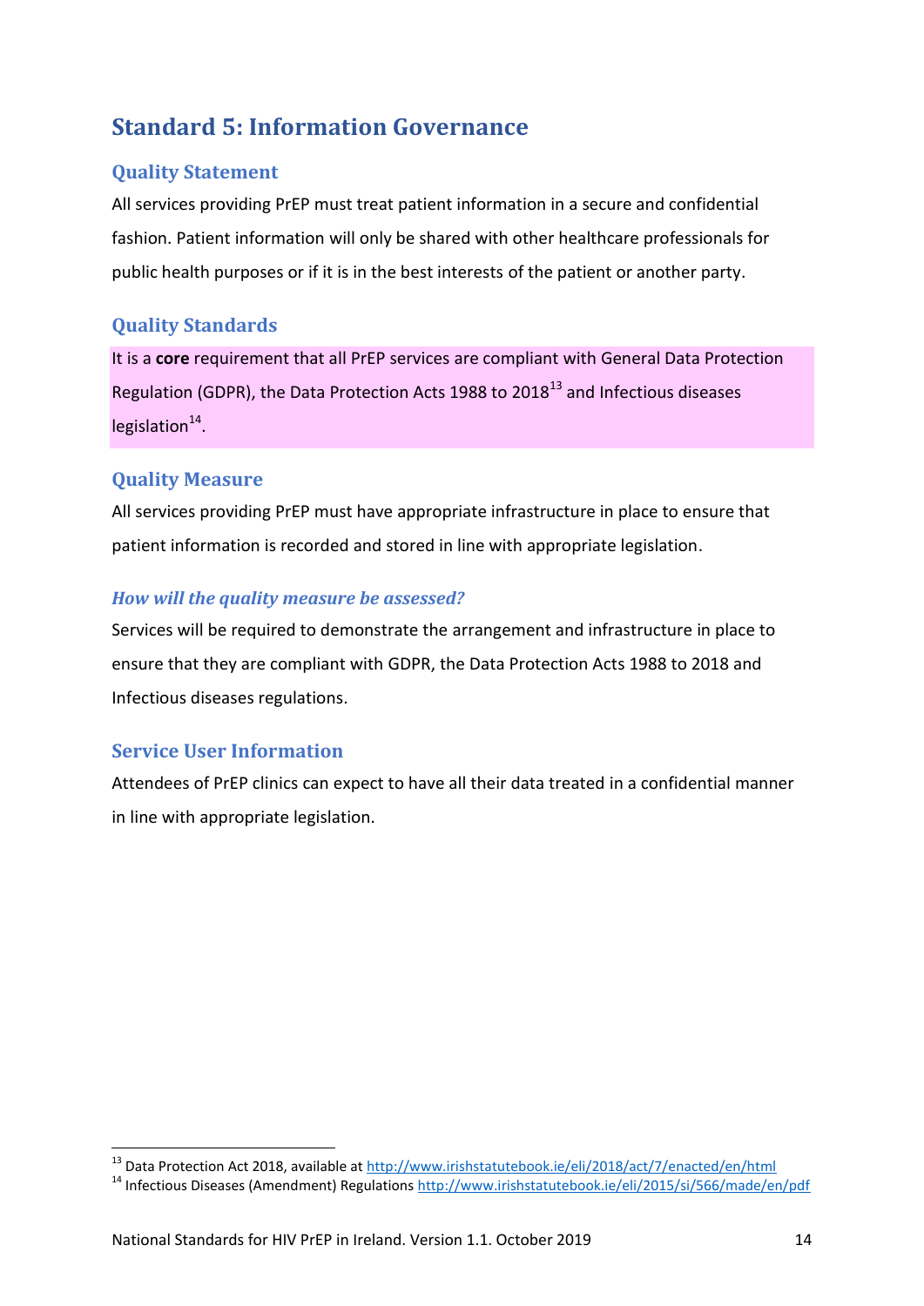## Standard 5: Information Governance

### Quality Statement

All services providing PrEP must treat patient information in a secure and confidential fashion. Patient information will only be shared with other healthcare professionals for public health purposes or if it is in the best interests of the patient or another party.

### Quality Standards

It is a **core** requirement that all PrEP services are compliant with General Data Protection Regulation (GDPR), the Data Protection Acts 1988 to 2018[13] and Infectious diseases legislation[14].

### Quality Measure

All services providing PrEP must have appropriate infrastructure in place to ensure that patient information is recorded and stored in line with appropriate legislation.

#### *How will the quality measure be assessed?*

Services will be required to demonstrate the arrangement and infrastructure in place to ensure that they are compliant with GDPR, the Data Protection Acts 1988 to 2018 and Infectious diseases regulations.

### Service User Information

Attendees of PrEP clinics can expect to have all their data treated in a confidential manner in line with appropriate legislation.

---

[13] Data Protection Act 2018, available at http://www.irishstatutebook.ie/eli/2018/act/7/enacted/en/html

[14] Infectious Diseases (Amendment) Regulations http://www.irishstatutebook.ie/eli/2015/si/566/made/en/pdf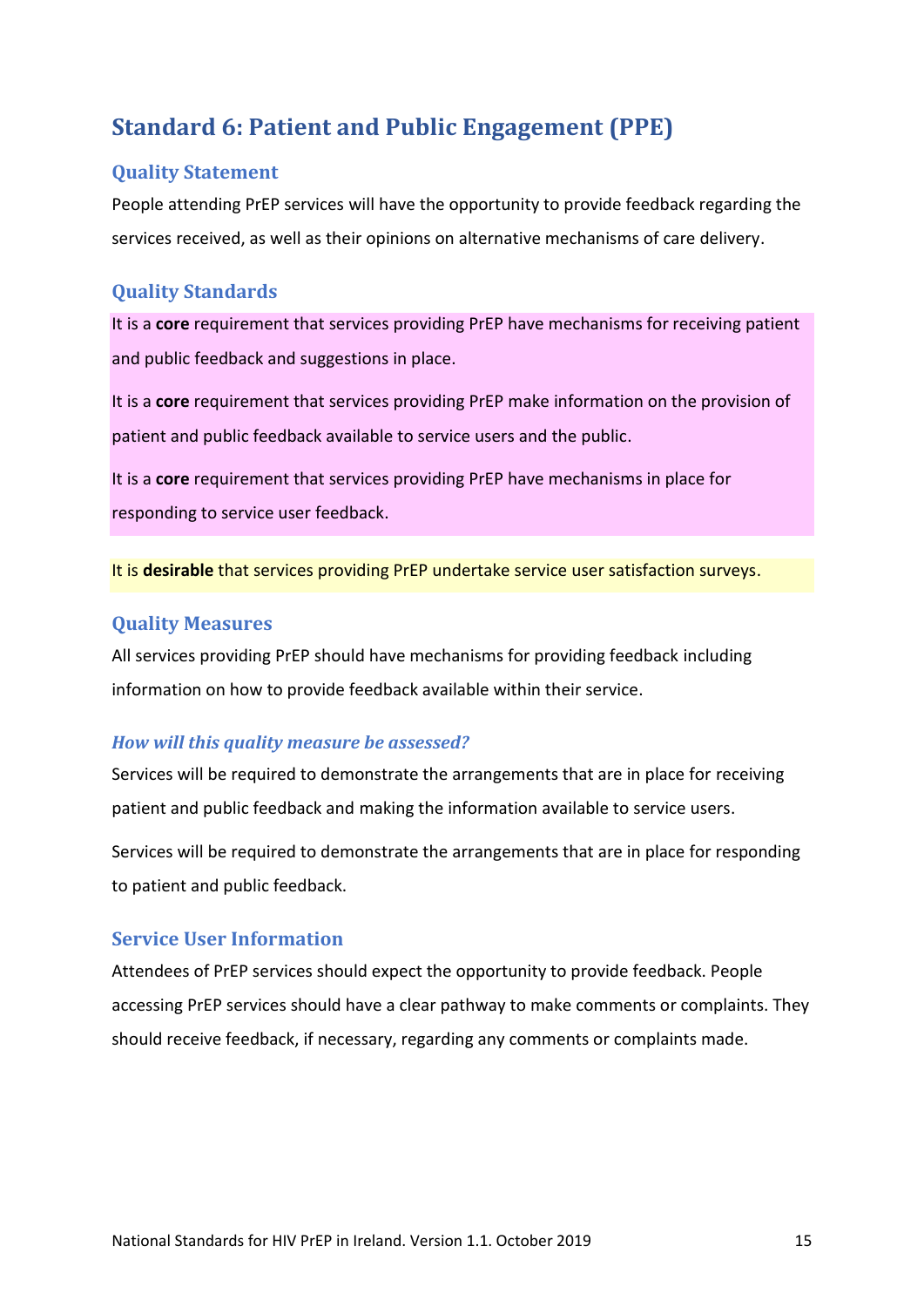## Standard 6: Patient and Public Engagement (PPE)

### Quality Statement

People attending PrEP services will have the opportunity to provide feedback regarding the services received, as well as their opinions on alternative mechanisms of care delivery.

### Quality Standards

It is a **core** requirement that services providing PrEP have mechanisms for receiving patient and public feedback and suggestions in place.

It is a **core** requirement that services providing PrEP make information on the provision of patient and public feedback available to service users and the public.

It is a **core** requirement that services providing PrEP have mechanisms in place for responding to service user feedback.

It is **desirable** that services providing PrEP undertake service user satisfaction surveys.

### Quality Measures

All services providing PrEP should have mechanisms for providing feedback including information on how to provide feedback available within their service.

#### *How will this quality measure be assessed?*

Services will be required to demonstrate the arrangements that are in place for receiving patient and public feedback and making the information available to service users.

Services will be required to demonstrate the arrangements that are in place for responding to patient and public feedback.

### Service User Information

Attendees of PrEP services should expect the opportunity to provide feedback. People accessing PrEP services should have a clear pathway to make comments or complaints. They should receive feedback, if necessary, regarding any comments or complaints made.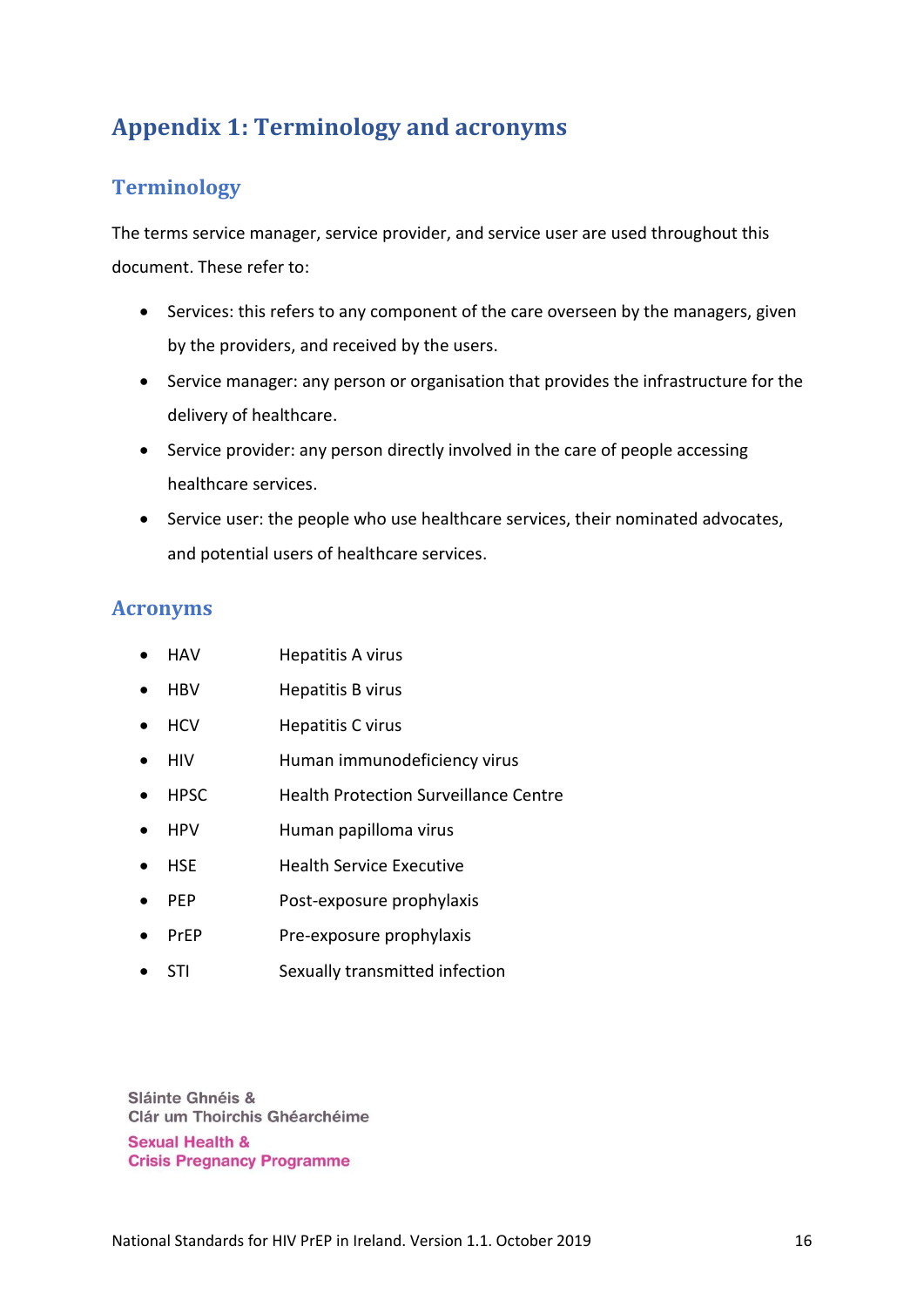# Appendix 1: Terminology and acronyms

## Terminology

The terms service manager, service provider, and service user are used throughout this document. These refer to:

- Services: this refers to any component of the care overseen by the managers, given by the providers, and received by the users.
- Service manager: any person or organisation that provides the infrastructure for the delivery of healthcare.
- Service provider: any person directly involved in the care of people accessing healthcare services.
- Service user: the people who use healthcare services, their nominated advocates, and potential users of healthcare services.

## Acronyms

- HAV — Hepatitis A virus
- HBV — Hepatitis B virus
- HCV — Hepatitis C virus
- HIV — Human immunodeficiency virus
- HPSC — Health Protection Surveillance Centre
- HPV — Human papilloma virus
- HSE — Health Service Executive
- PEP — Post-exposure prophylaxis
- PrEP — Pre-exposure prophylaxis
- STI — Sexually transmitted infection

Sláinte Ghnéis &
Clár um Thoirchis Ghéarchéime

Sexual Health &
Crisis Pregnancy Programme